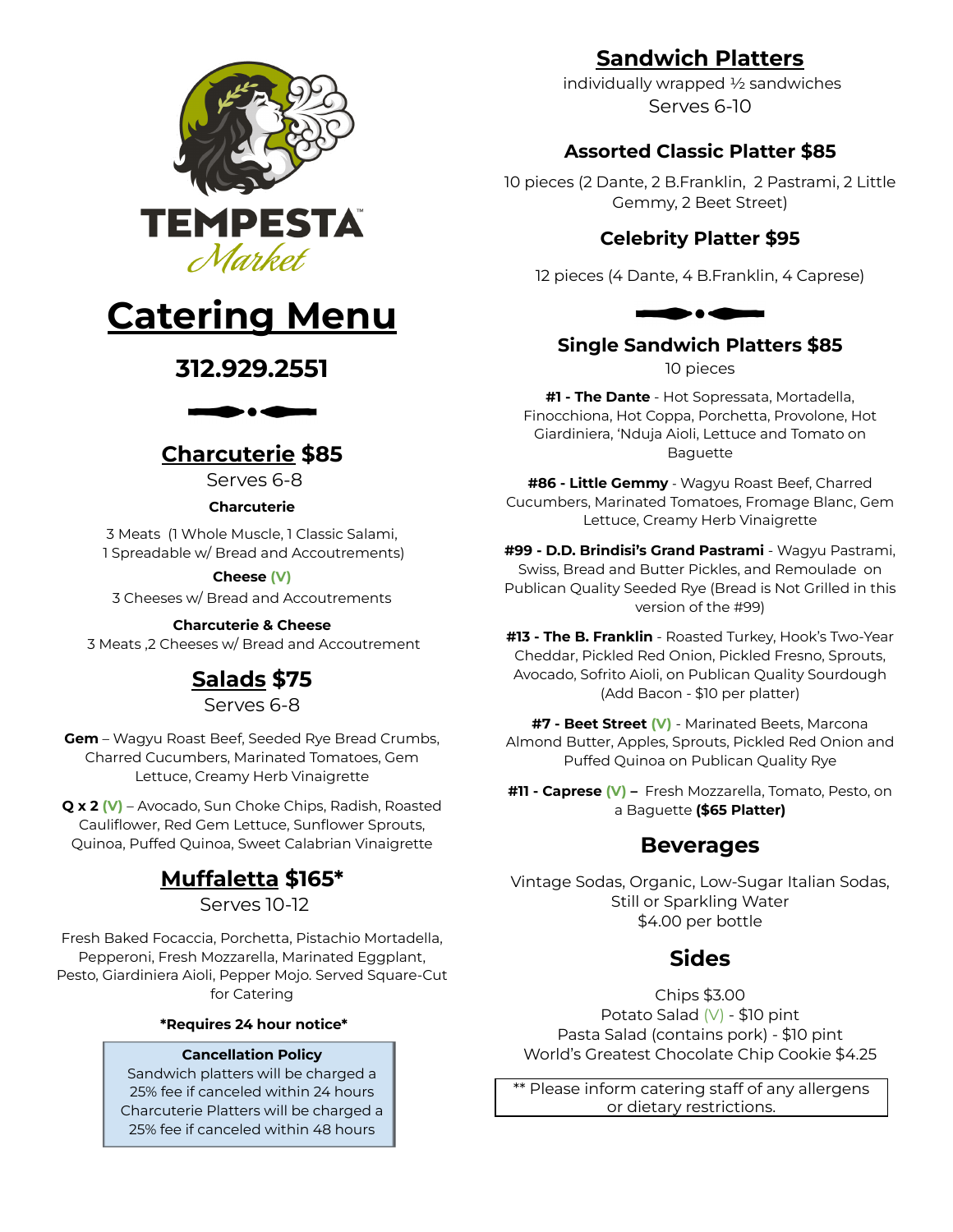TEMPESTA Market

# Catering Menu

## 312.929.2551

## Charcuterie $85

Serves 6-8

**Charcuterie**

3 Meats (1 Whole Muscle, 1 Classic Salami, 1 Spreadable w/ Bread and Accoutrements)

**Cheese (V)**

3 Cheeses w/ Bread and Accoutrements

**Charcuterie & Cheese**

3 Meats ,2 Cheeses w/ Bread and Accoutrement

## Salads $75

Serves 6-8

**Gem** – Wagyu Roast Beef, Seeded Rye Bread Crumbs, Charred Cucumbers, Marinated Tomatoes, Gem Lettuce, Creamy Herb Vinaigrette

**Q x 2 (V)** – Avocado, Sun Choke Chips, Radish, Roasted Cauliflower, Red Gem Lettuce, Sunflower Sprouts, Quinoa, Puffed Quinoa, Sweet Calabrian Vinaigrette

## Muffaletta $165*

Serves 10-12

Fresh Baked Focaccia, Porchetta, Pistachio Mortadella, Pepperoni, Fresh Mozzarella, Marinated Eggplant, Pesto, Giardiniera Aioli, Pepper Mojo. Served Square-Cut for Catering

***Requires 24 hour notice***

**Cancellation Policy**
Sandwich platters will be charged a 25% fee if canceled within 24 hours
Charcuterie Platters will be charged a 25% fee if canceled within 48 hours

## Sandwich Platters

individually wrapped ½ sandwiches
Serves 6-10

### Assorted Classic Platter $85

10 pieces (2 Dante, 2 B.Franklin, 2 Pastrami, 2 Little Gemmy, 2 Beet Street)

### Celebrity Platter $95

12 pieces (4 Dante, 4 B.Franklin, 4 Caprese)

### Single Sandwich Platters $85

10 pieces

**#1 - The Dante** - Hot Sopressata, Mortadella, Finocchiona, Hot Coppa, Porchetta, Provolone, Hot Giardiniera, 'Nduja Aioli, Lettuce and Tomato on Baguette

**#86 - Little Gemmy** - Wagyu Roast Beef, Charred Cucumbers, Marinated Tomatoes, Fromage Blanc, Gem Lettuce, Creamy Herb Vinaigrette

**#99 - D.D. Brindisi's Grand Pastrami** - Wagyu Pastrami, Swiss, Bread and Butter Pickles, and Remoulade on Publican Quality Seeded Rye (Bread is Not Grilled in this version of the #99)

**#13 - The B. Franklin** - Roasted Turkey, Hook's Two-Year Cheddar, Pickled Red Onion, Pickled Fresno, Sprouts, Avocado, Sofrito Aioli, on Publican Quality Sourdough (Add Bacon - $10 per platter)

**#7 - Beet Street (V)** - Marinated Beets, Marcona Almond Butter, Apples, Sprouts, Pickled Red Onion and Puffed Quinoa on Publican Quality Rye

**#11 - Caprese (V) –** Fresh Mozzarella, Tomato, Pesto, on a Baguette **($65 Platter)**

## Beverages

Vintage Sodas, Organic, Low-Sugar Italian Sodas, Still or Sparkling Water
$4.00 per bottle

## Sides

Chips $3.00
Potato Salad (V) - $10 pint
Pasta Salad (contains pork) - $10 pint
World's Greatest Chocolate Chip Cookie $4.25

** Please inform catering staff of any allergens or dietary restrictions.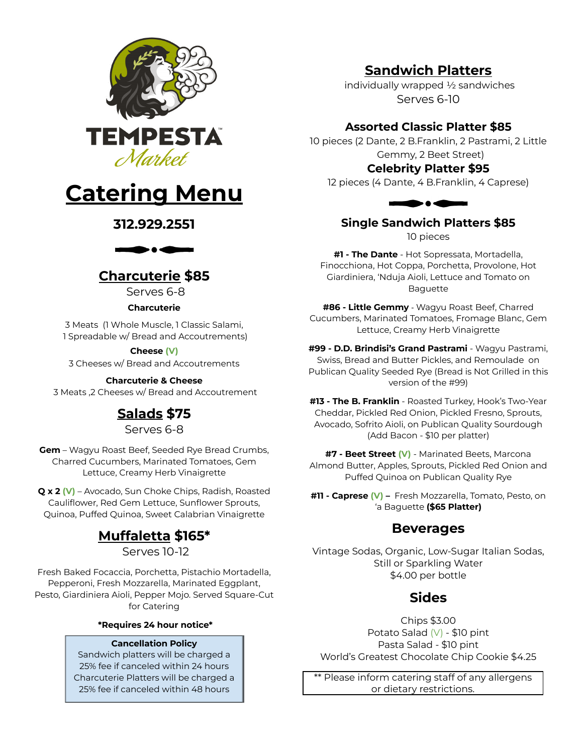TEMPESTA™
Market

# Catering Menu

**312.929.2551**

## Charcuterie $85

Serves 6-8

**Charcuterie**

3 Meats (1 Whole Muscle, 1 Classic Salami, 1 Spreadable w/ Bread and Accoutrements)

**Cheese (V)**

3 Cheeses w/ Bread and Accoutrements

**Charcuterie & Cheese**

3 Meats ,2 Cheeses w/ Bread and Accoutrement

## Salads $75

Serves 6-8

**Gem** – Wagyu Roast Beef, Seeded Rye Bread Crumbs, Charred Cucumbers, Marinated Tomatoes, Gem Lettuce, Creamy Herb Vinaigrette

**Q x 2 (V)** – Avocado, Sun Choke Chips, Radish, Roasted Cauliflower, Red Gem Lettuce, Sunflower Sprouts, Quinoa, Puffed Quinoa, Sweet Calabrian Vinaigrette

## Muffaletta $165*

Serves 10-12

Fresh Baked Focaccia, Porchetta, Pistachio Mortadella, Pepperoni, Fresh Mozzarella, Marinated Eggplant, Pesto, Giardiniera Aioli, Pepper Mojo. Served Square-Cut for Catering

***Requires 24 hour notice***

**Cancellation Policy**
Sandwich platters will be charged a 25% fee if canceled within 24 hours
Charcuterie Platters will be charged a 25% fee if canceled within 48 hours

## Sandwich Platters

individually wrapped ½ sandwiches
Serves 6-10

### Assorted Classic Platter $85

10 pieces (2 Dante, 2 B.Franklin, 2 Pastrami, 2 Little Gemmy, 2 Beet Street)

### Celebrity Platter $95

12 pieces (4 Dante, 4 B.Franklin, 4 Caprese)

### Single Sandwich Platters $85

10 pieces

**#1 - The Dante** - Hot Sopressata, Mortadella, Finocchiona, Hot Coppa, Porchetta, Provolone, Hot Giardiniera, 'Nduja Aioli, Lettuce and Tomato on Baguette

**#86 - Little Gemmy** - Wagyu Roast Beef, Charred Cucumbers, Marinated Tomatoes, Fromage Blanc, Gem Lettuce, Creamy Herb Vinaigrette

**#99 - D.D. Brindisi's Grand Pastrami** - Wagyu Pastrami, Swiss, Bread and Butter Pickles, and Remoulade on Publican Quality Seeded Rye (Bread is Not Grilled in this version of the #99)

**#13 - The B. Franklin** - Roasted Turkey, Hook's Two-Year Cheddar, Pickled Red Onion, Pickled Fresno, Sprouts, Avocado, Sofrito Aioli, on Publican Quality Sourdough (Add Bacon - $10 per platter)

**#7 - Beet Street (V)** - Marinated Beets, Marcona Almond Butter, Apples, Sprouts, Pickled Red Onion and Puffed Quinoa on Publican Quality Rye

**#11 - Caprese (V) –** Fresh Mozzarella, Tomato, Pesto, on 'a Baguette **($65 Platter)**

## Beverages

Vintage Sodas, Organic, Low-Sugar Italian Sodas, Still or Sparkling Water
$4.00 per bottle

## Sides

Chips $3.00
Potato Salad (V) - $10 pint
Pasta Salad - $10 pint
World's Greatest Chocolate Chip Cookie $4.25

** Please inform catering staff of any allergens or dietary restrictions.